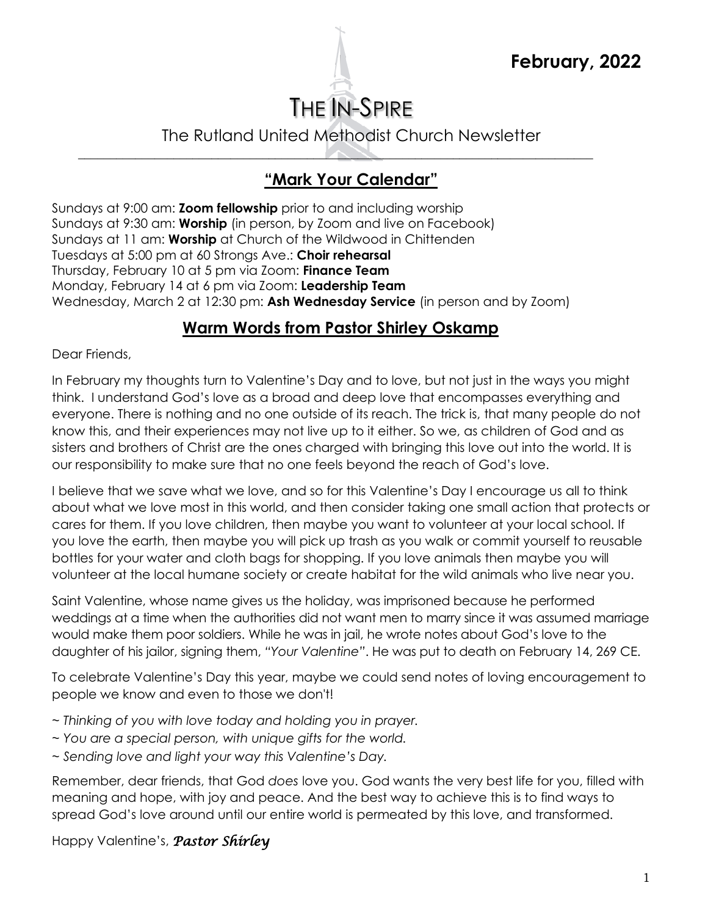February, 2022

# THE IN-SPIRE

The Rutland United Methodist Church Newsletter

## "Mark Your Calendar"

Sundays at 9:00 am: **Zoom fellowship** prior to and including worship
Sundays at 9:30 am: **Worship** (in person, by Zoom and live on Facebook)
Sundays at 11 am: **Worship** at Church of the Wildwood in Chittenden
Tuesdays at 5:00 pm at 60 Strongs Ave.: **Choir rehearsal**
Thursday, February 10 at 5 pm via Zoom: **Finance Team**
Monday, February 14 at 6 pm via Zoom: **Leadership Team**
Wednesday, March 2 at 12:30 pm: **Ash Wednesday Service** (in person and by Zoom)

## Warm Words from Pastor Shirley Oskamp

Dear Friends,

In February my thoughts turn to Valentine's Day and to love, but not just in the ways you might think. I understand God's love as a broad and deep love that encompasses everything and everyone. There is nothing and no one outside of its reach. The trick is, that many people do not know this, and their experiences may not live up to it either. So we, as children of God and as sisters and brothers of Christ are the ones charged with bringing this love out into the world. It is our responsibility to make sure that no one feels beyond the reach of God's love.

I believe that we save what we love, and so for this Valentine's Day I encourage us all to think about what we love most in this world, and then consider taking one small action that protects or cares for them. If you love children, then maybe you want to volunteer at your local school. If you love the earth, then maybe you will pick up trash as you walk or commit yourself to reusable bottles for your water and cloth bags for shopping. If you love animals then maybe you will volunteer at the local humane society or create habitat for the wild animals who live near you.

Saint Valentine, whose name gives us the holiday, was imprisoned because he performed weddings at a time when the authorities did not want men to marry since it was assumed marriage would make them poor soldiers. While he was in jail, he wrote notes about God's love to the daughter of his jailor, signing them, "*Your Valentine*". He was put to death on February 14, 269 CE.

To celebrate Valentine's Day this year, maybe we could send notes of loving encouragement to people we know and even to those we don't!

~ *Thinking of you with love today and holding you in prayer.*
~ *You are a special person, with unique gifts for the world.*
~ *Sending love and light your way this Valentine's Day.*

Remember, dear friends, that God *does* love you. God wants the very best life for you, filled with meaning and hope, with joy and peace. And the best way to achieve this is to find ways to spread God's love around until our entire world is permeated by this love, and transformed.

Happy Valentine's, ***Pastor Shirley***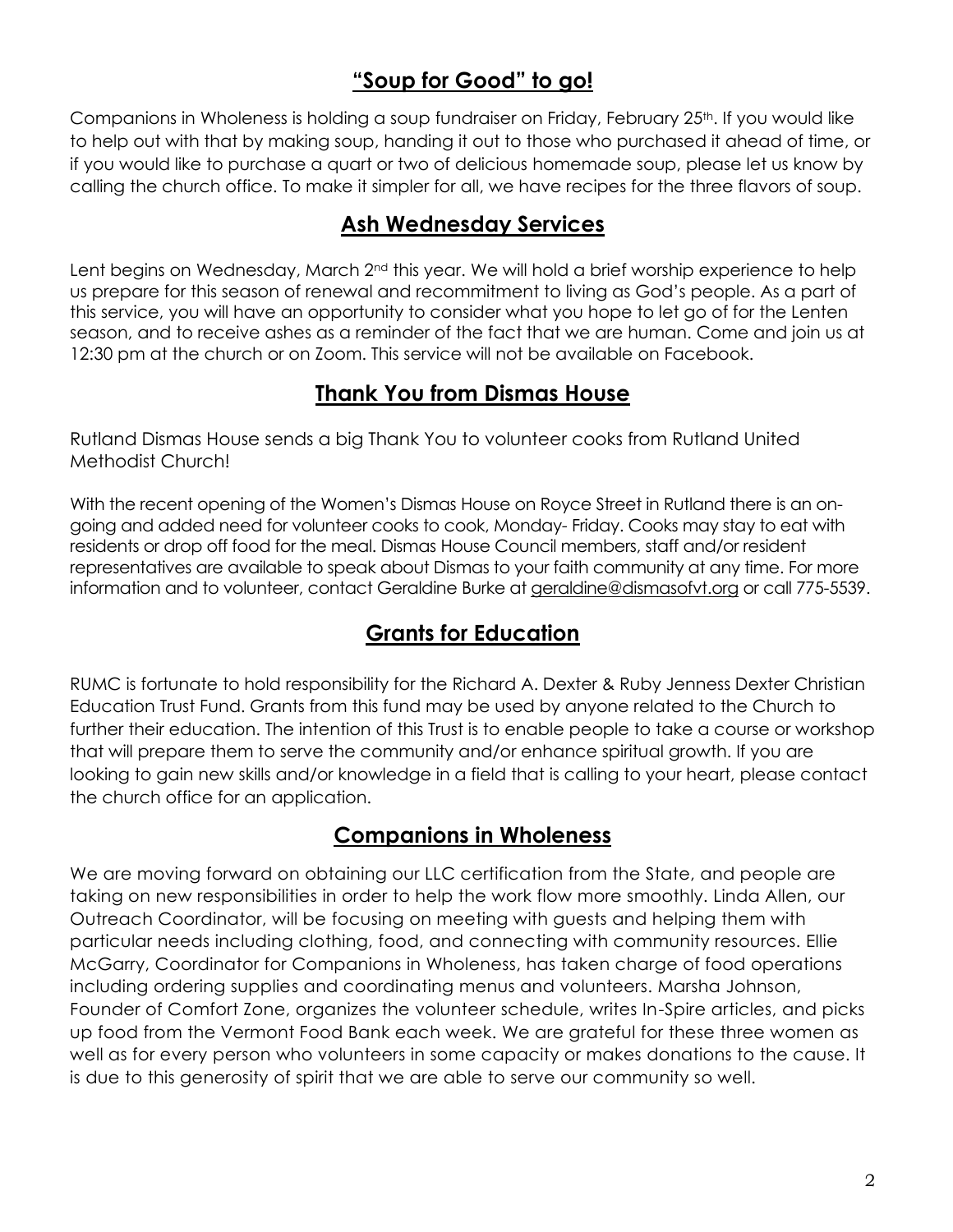## "Soup for Good" to go!

Companions in Wholeness is holding a soup fundraiser on Friday, February 25th. If you would like to help out with that by making soup, handing it out to those who purchased it ahead of time, or if you would like to purchase a quart or two of delicious homemade soup, please let us know by calling the church office. To make it simpler for all, we have recipes for the three flavors of soup.

## Ash Wednesday Services

Lent begins on Wednesday, March 2nd this year. We will hold a brief worship experience to help us prepare for this season of renewal and recommitment to living as God's people. As a part of this service, you will have an opportunity to consider what you hope to let go of for the Lenten season, and to receive ashes as a reminder of the fact that we are human. Come and join us at 12:30 pm at the church or on Zoom. This service will not be available on Facebook.

## Thank You from Dismas House

Rutland Dismas House sends a big Thank You to volunteer cooks from Rutland United Methodist Church!

With the recent opening of the Women's Dismas House on Royce Street in Rutland there is an on-going and added need for volunteer cooks to cook, Monday- Friday. Cooks may stay to eat with residents or drop off food for the meal. Dismas House Council members, staff and/or resident representatives are available to speak about Dismas to your faith community at any time. For more information and to volunteer, contact Geraldine Burke at geraldine@dismasofvt.org or call 775-5539.

## Grants for Education

RUMC is fortunate to hold responsibility for the Richard A. Dexter & Ruby Jenness Dexter Christian Education Trust Fund. Grants from this fund may be used by anyone related to the Church to further their education. The intention of this Trust is to enable people to take a course or workshop that will prepare them to serve the community and/or enhance spiritual growth. If you are looking to gain new skills and/or knowledge in a field that is calling to your heart, please contact the church office for an application.

## Companions in Wholeness

We are moving forward on obtaining our LLC certification from the State, and people are taking on new responsibilities in order to help the work flow more smoothly. Linda Allen, our Outreach Coordinator, will be focusing on meeting with guests and helping them with particular needs including clothing, food, and connecting with community resources. Ellie McGarry, Coordinator for Companions in Wholeness, has taken charge of food operations including ordering supplies and coordinating menus and volunteers. Marsha Johnson, Founder of Comfort Zone, organizes the volunteer schedule, writes In-Spire articles, and picks up food from the Vermont Food Bank each week. We are grateful for these three women as well as for every person who volunteers in some capacity or makes donations to the cause. It is due to this generosity of spirit that we are able to serve our community so well.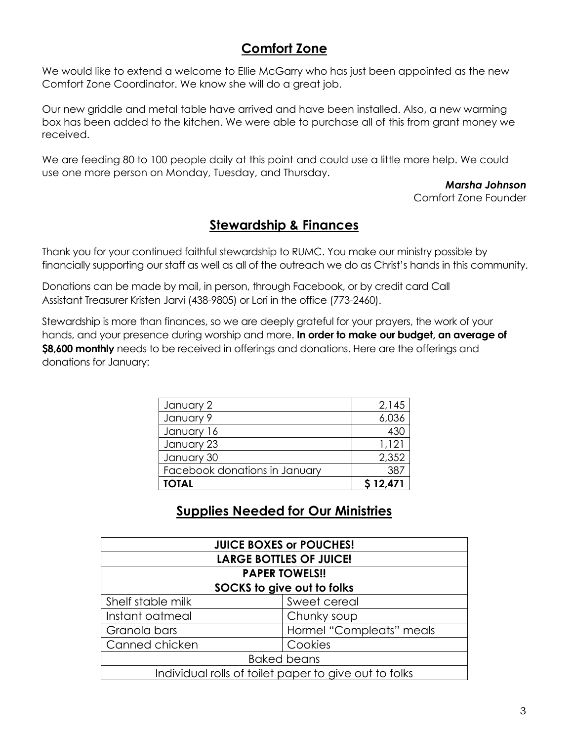## Comfort Zone

We would like to extend a welcome to Ellie McGarry who has just been appointed as the new Comfort Zone Coordinator. We know she will do a great job.

Our new griddle and metal table have arrived and have been installed. Also, a new warming box has been added to the kitchen. We were able to purchase all of this from grant money we received.

We are feeding 80 to 100 people daily at this point and could use a little more help. We could use one more person on Monday, Tuesday, and Thursday.

***Marsha Johnson***
Comfort Zone Founder

## Stewardship & Finances

Thank you for your continued faithful stewardship to RUMC. You make our ministry possible by financially supporting our staff as well as all of the outreach we do as Christ's hands in this community.

Donations can be made by mail, in person, through Facebook, or by credit card Call Assistant Treasurer Kristen Jarvi (438-9805) or Lori in the office (773-2460).

Stewardship is more than finances, so we are deeply grateful for your prayers, the work of your hands, and your presence during worship and more. **In order to make our budget, an average of $8,600 monthly** needs to be received in offerings and donations. Here are the offerings and donations for January:

| | |
|---|---:|
| January 2 | 2,145 |
| January 9 | 6,036 |
| January 16 | 430 |
| January 23 | 1,121 |
| January 30 | 2,352 |
| Facebook donations in January | 387 |
| **TOTAL** | **$ 12,471** |

## Supplies Needed for Our Ministries

| | |
|---|---|
| **JUICE BOXES or POUCHES!** | |
| **LARGE BOTTLES OF JUICE!** | |
| **PAPER TOWELS!!** | |
| **SOCKS to give out to folks** | |
| Shelf stable milk | Sweet cereal |
| Instant oatmeal | Chunky soup |
| Granola bars | Hormel "Compleats" meals |
| Canned chicken | Cookies |
| Baked beans | |
| Individual rolls of toilet paper to give out to folks | |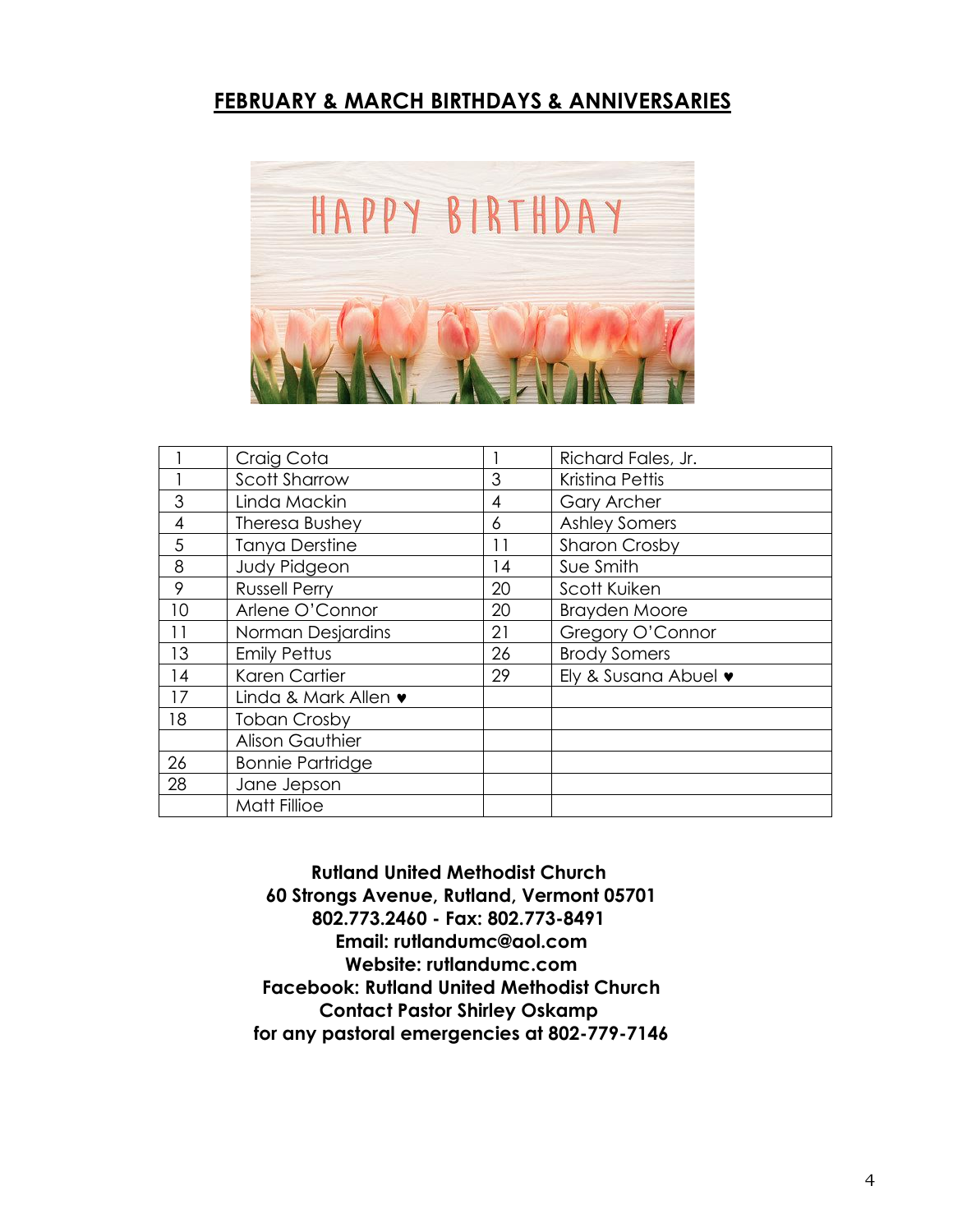## FEBRUARY & MARCH BIRTHDAYS & ANNIVERSARIES

| | | | |
|---|---|---|---|
| 1 | Craig Cota | 1 | Richard Fales, Jr. |
| 1 | Scott Sharrow | 3 | Kristina Pettis |
| 3 | Linda Mackin | 4 | Gary Archer |
| 4 | Theresa Bushey | 6 | Ashley Somers |
| 5 | Tanya Derstine | 11 | Sharon Crosby |
| 8 | Judy Pidgeon | 14 | Sue Smith |
| 9 | Russell Perry | 20 | Scott Kuiken |
| 10 | Arlene O'Connor | 20 | Brayden Moore |
| 11 | Norman Desjardins | 21 | Gregory O'Connor |
| 13 | Emily Pettus | 26 | Brody Somers |
| 14 | Karen Cartier | 29 | Ely & Susana Abuel ♥ |
| 17 | Linda & Mark Allen ♥ | | |
| 18 | Toban Crosby | | |
| | Alison Gauthier | | |
| 26 | Bonnie Partridge | | |
| 28 | Jane Jepson | | |
| | Matt Fillioe | | |

**Rutland United Methodist Church**
**60 Strongs Avenue, Rutland, Vermont 05701**
**802.773.2460 - Fax: 802.773-8491**
**Email: rutlandumc@aol.com**
**Website: rutlandumc.com**
**Facebook: Rutland United Methodist Church**
**Contact Pastor Shirley Oskamp**
**for any pastoral emergencies at 802-779-7146**